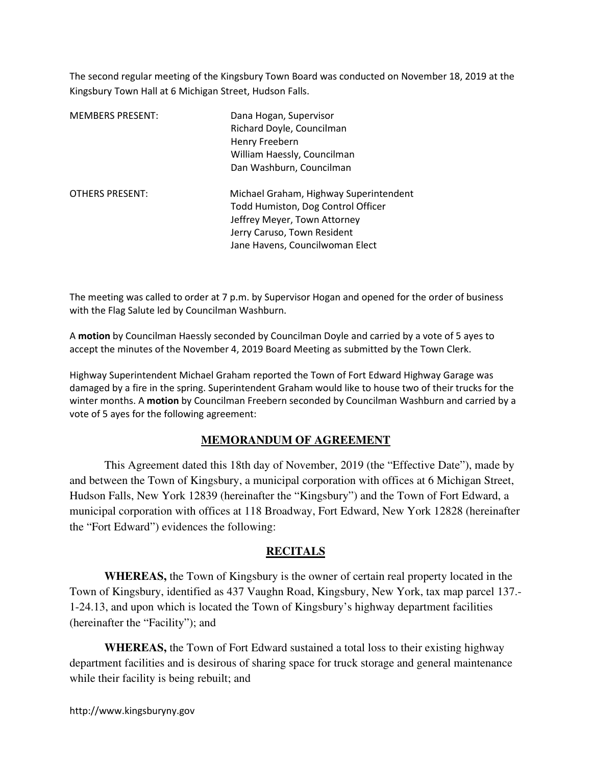The second regular meeting of the Kingsbury Town Board was conducted on November 18, 2019 at the Kingsbury Town Hall at 6 Michigan Street, Hudson Falls.

| MEMBERS PRESENT: | Dana Hogan, Supervisor |
| --- | --- |
| | Richard Doyle, Councilman |
| | Henry Freebern |
| | William Haessly, Councilman |
| | Dan Washburn, Councilman |

| OTHERS PRESENT: | Michael Graham, Highway Superintendent |
| --- | --- |
| | Todd Humiston, Dog Control Officer |
| | Jeffrey Meyer, Town Attorney |
| | Jerry Caruso, Town Resident |
| | Jane Havens, Councilwoman Elect |

The meeting was called to order at 7 p.m. by Supervisor Hogan and opened for the order of business with the Flag Salute led by Councilman Washburn.

A **motion** by Councilman Haessly seconded by Councilman Doyle and carried by a vote of 5 ayes to accept the minutes of the November 4, 2019 Board Meeting as submitted by the Town Clerk.

Highway Superintendent Michael Graham reported the Town of Fort Edward Highway Garage was damaged by a fire in the spring. Superintendent Graham would like to house two of their trucks for the winter months. A **motion** by Councilman Freebern seconded by Councilman Washburn and carried by a vote of 5 ayes for the following agreement:

## MEMORANDUM OF AGREEMENT

This Agreement dated this 18th day of November, 2019 (the "Effective Date"), made by and between the Town of Kingsbury, a municipal corporation with offices at 6 Michigan Street, Hudson Falls, New York 12839 (hereinafter the "Kingsbury") and the Town of Fort Edward, a municipal corporation with offices at 118 Broadway, Fort Edward, New York 12828 (hereinafter the "Fort Edward") evidences the following:

## RECITALS

**WHEREAS,** the Town of Kingsbury is the owner of certain real property located in the Town of Kingsbury, identified as 437 Vaughn Road, Kingsbury, New York, tax map parcel 137.-1-24.13, and upon which is located the Town of Kingsbury's highway department facilities (hereinafter the "Facility"); and

**WHEREAS,** the Town of Fort Edward sustained a total loss to their existing highway department facilities and is desirous of sharing space for truck storage and general maintenance while their facility is being rebuilt; and

http://www.kingsburyny.gov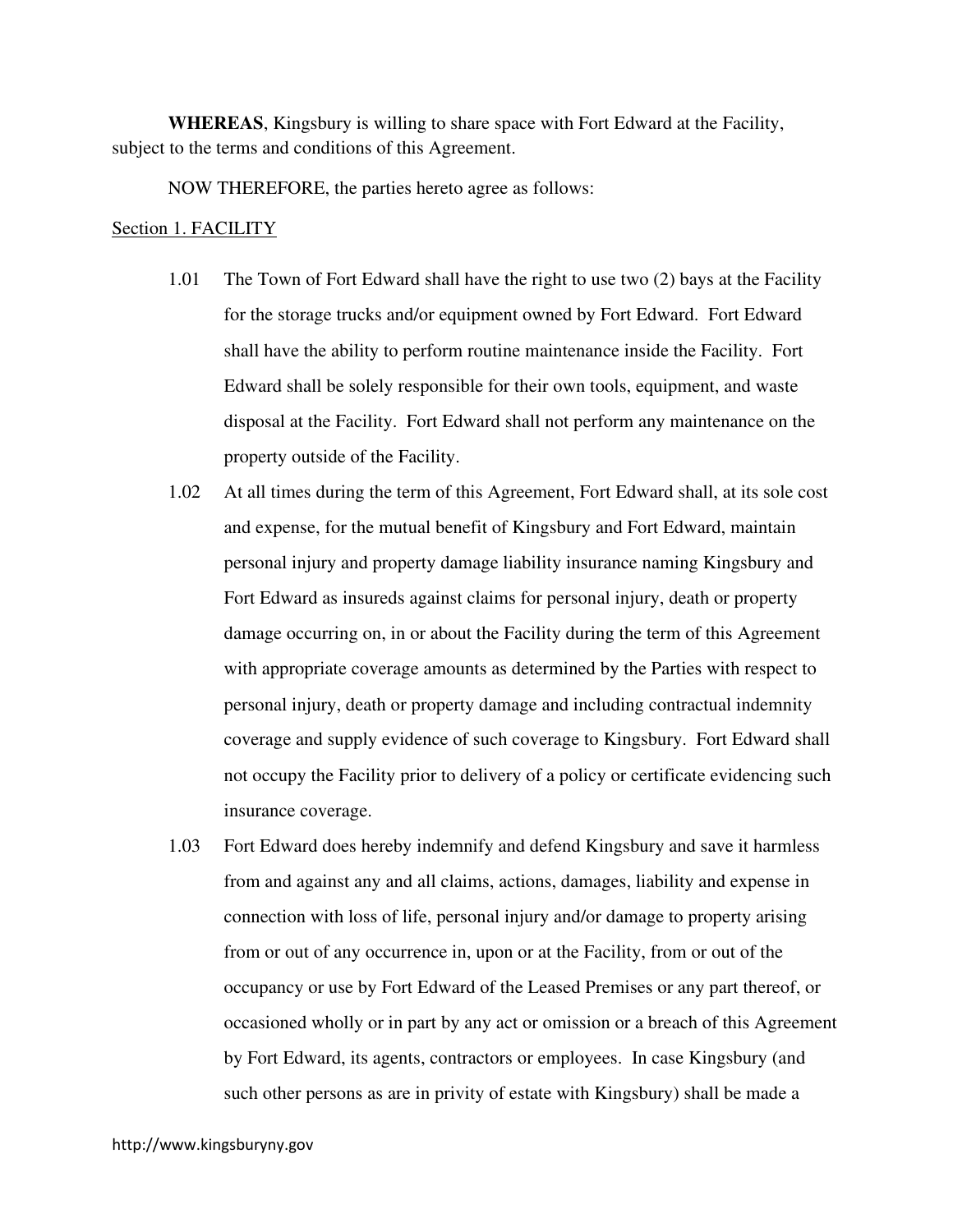**WHEREAS**, Kingsbury is willing to share space with Fort Edward at the Facility, subject to the terms and conditions of this Agreement.

NOW THEREFORE, the parties hereto agree as follows:

Section 1. FACILITY

1.01 The Town of Fort Edward shall have the right to use two (2) bays at the Facility for the storage trucks and/or equipment owned by Fort Edward. Fort Edward shall have the ability to perform routine maintenance inside the Facility. Fort Edward shall be solely responsible for their own tools, equipment, and waste disposal at the Facility. Fort Edward shall not perform any maintenance on the property outside of the Facility.

1.02 At all times during the term of this Agreement, Fort Edward shall, at its sole cost and expense, for the mutual benefit of Kingsbury and Fort Edward, maintain personal injury and property damage liability insurance naming Kingsbury and Fort Edward as insureds against claims for personal injury, death or property damage occurring on, in or about the Facility during the term of this Agreement with appropriate coverage amounts as determined by the Parties with respect to personal injury, death or property damage and including contractual indemnity coverage and supply evidence of such coverage to Kingsbury. Fort Edward shall not occupy the Facility prior to delivery of a policy or certificate evidencing such insurance coverage.

1.03 Fort Edward does hereby indemnify and defend Kingsbury and save it harmless from and against any and all claims, actions, damages, liability and expense in connection with loss of life, personal injury and/or damage to property arising from or out of any occurrence in, upon or at the Facility, from or out of the occupancy or use by Fort Edward of the Leased Premises or any part thereof, or occasioned wholly or in part by any act or omission or a breach of this Agreement by Fort Edward, its agents, contractors or employees. In case Kingsbury (and such other persons as are in privity of estate with Kingsbury) shall be made a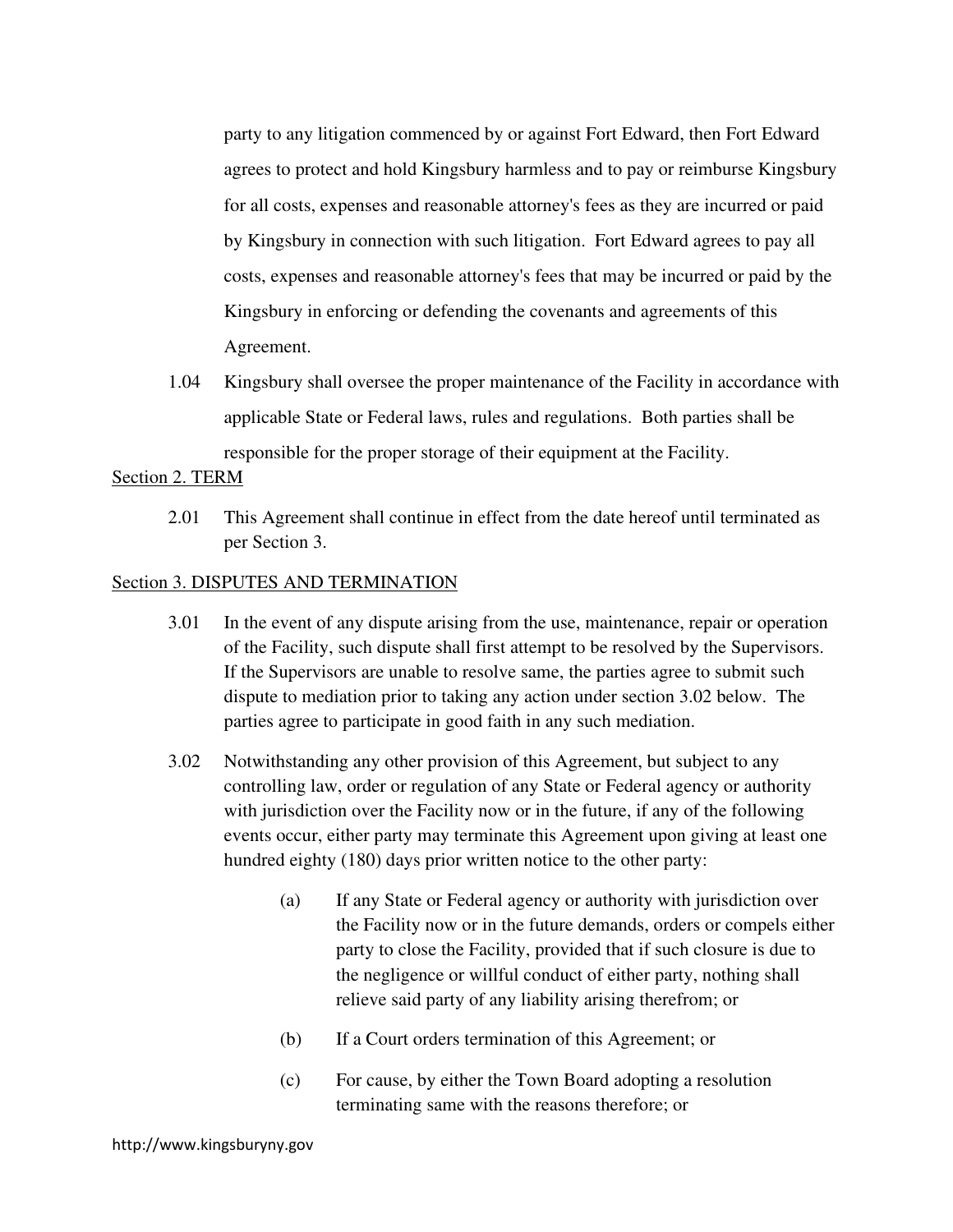party to any litigation commenced by or against Fort Edward, then Fort Edward agrees to protect and hold Kingsbury harmless and to pay or reimburse Kingsbury for all costs, expenses and reasonable attorney's fees as they are incurred or paid by Kingsbury in connection with such litigation. Fort Edward agrees to pay all costs, expenses and reasonable attorney's fees that may be incurred or paid by the Kingsbury in enforcing or defending the covenants and agreements of this Agreement.

1.04 Kingsbury shall oversee the proper maintenance of the Facility in accordance with applicable State or Federal laws, rules and regulations. Both parties shall be responsible for the proper storage of their equipment at the Facility.

Section 2. TERM

2.01 This Agreement shall continue in effect from the date hereof until terminated as per Section 3.

Section 3. DISPUTES AND TERMINATION

3.01 In the event of any dispute arising from the use, maintenance, repair or operation of the Facility, such dispute shall first attempt to be resolved by the Supervisors. If the Supervisors are unable to resolve same, the parties agree to submit such dispute to mediation prior to taking any action under section 3.02 below. The parties agree to participate in good faith in any such mediation.

3.02 Notwithstanding any other provision of this Agreement, but subject to any controlling law, order or regulation of any State or Federal agency or authority with jurisdiction over the Facility now or in the future, if any of the following events occur, either party may terminate this Agreement upon giving at least one hundred eighty (180) days prior written notice to the other party:

(a) If any State or Federal agency or authority with jurisdiction over the Facility now or in the future demands, orders or compels either party to close the Facility, provided that if such closure is due to the negligence or willful conduct of either party, nothing shall relieve said party of any liability arising therefrom; or

(b) If a Court orders termination of this Agreement; or

(c) For cause, by either the Town Board adopting a resolution terminating same with the reasons therefore; or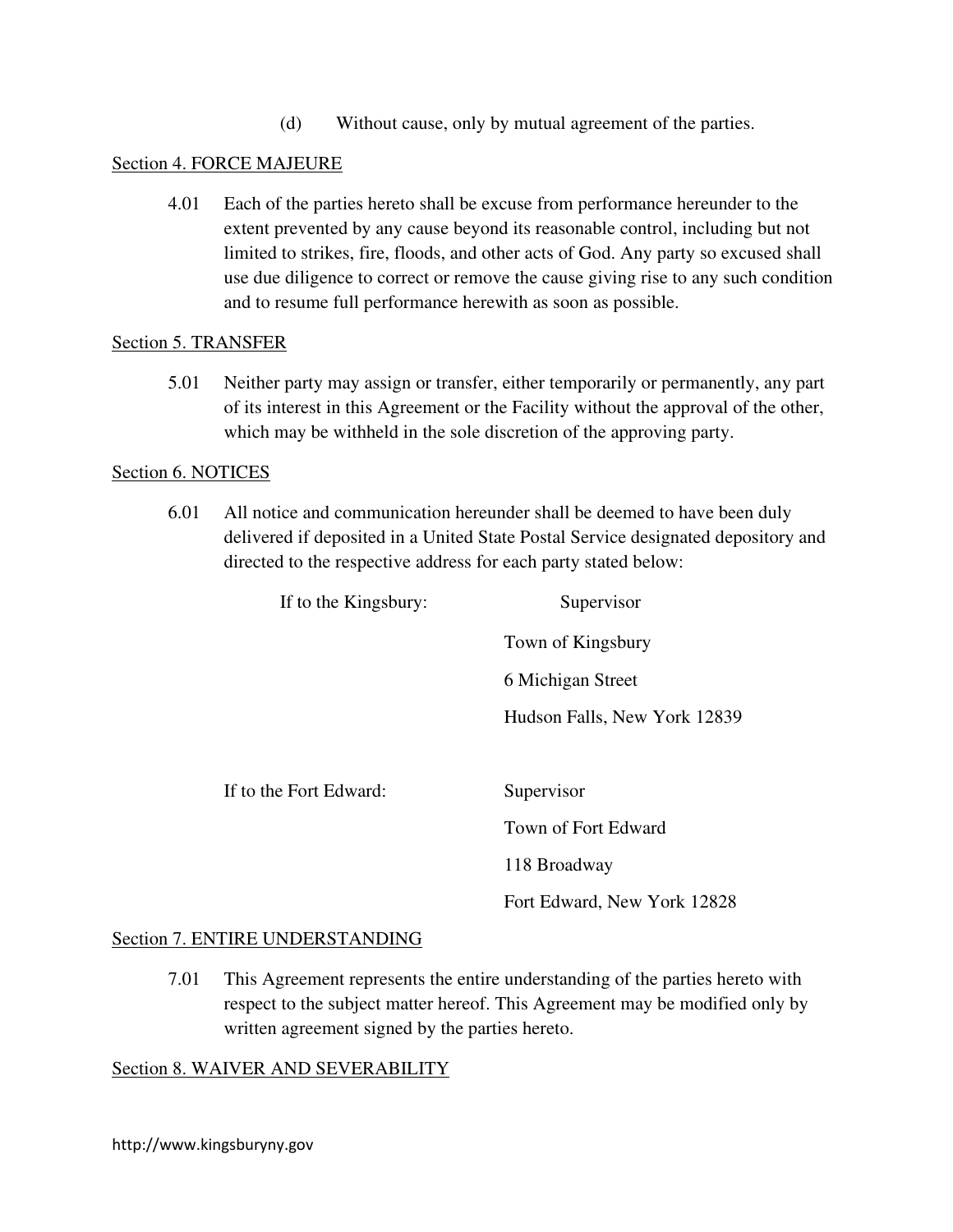(d) Without cause, only by mutual agreement of the parties.

Section 4. FORCE MAJEURE

4.01 Each of the parties hereto shall be excuse from performance hereunder to the extent prevented by any cause beyond its reasonable control, including but not limited to strikes, fire, floods, and other acts of God. Any party so excused shall use due diligence to correct or remove the cause giving rise to any such condition and to resume full performance herewith as soon as possible.

Section 5. TRANSFER

5.01 Neither party may assign or transfer, either temporarily or permanently, any part of its interest in this Agreement or the Facility without the approval of the other, which may be withheld in the sole discretion of the approving party.

Section 6. NOTICES

6.01 All notice and communication hereunder shall be deemed to have been duly delivered if deposited in a United State Postal Service designated depository and directed to the respective address for each party stated below:

If to the Kingsbury:

Supervisor
Town of Kingsbury
6 Michigan Street
Hudson Falls, New York 12839

If to the Fort Edward:

Supervisor
Town of Fort Edward
118 Broadway
Fort Edward, New York 12828

Section 7. ENTIRE UNDERSTANDING

7.01 This Agreement represents the entire understanding of the parties hereto with respect to the subject matter hereof. This Agreement may be modified only by written agreement signed by the parties hereto.

Section 8. WAIVER AND SEVERABILITY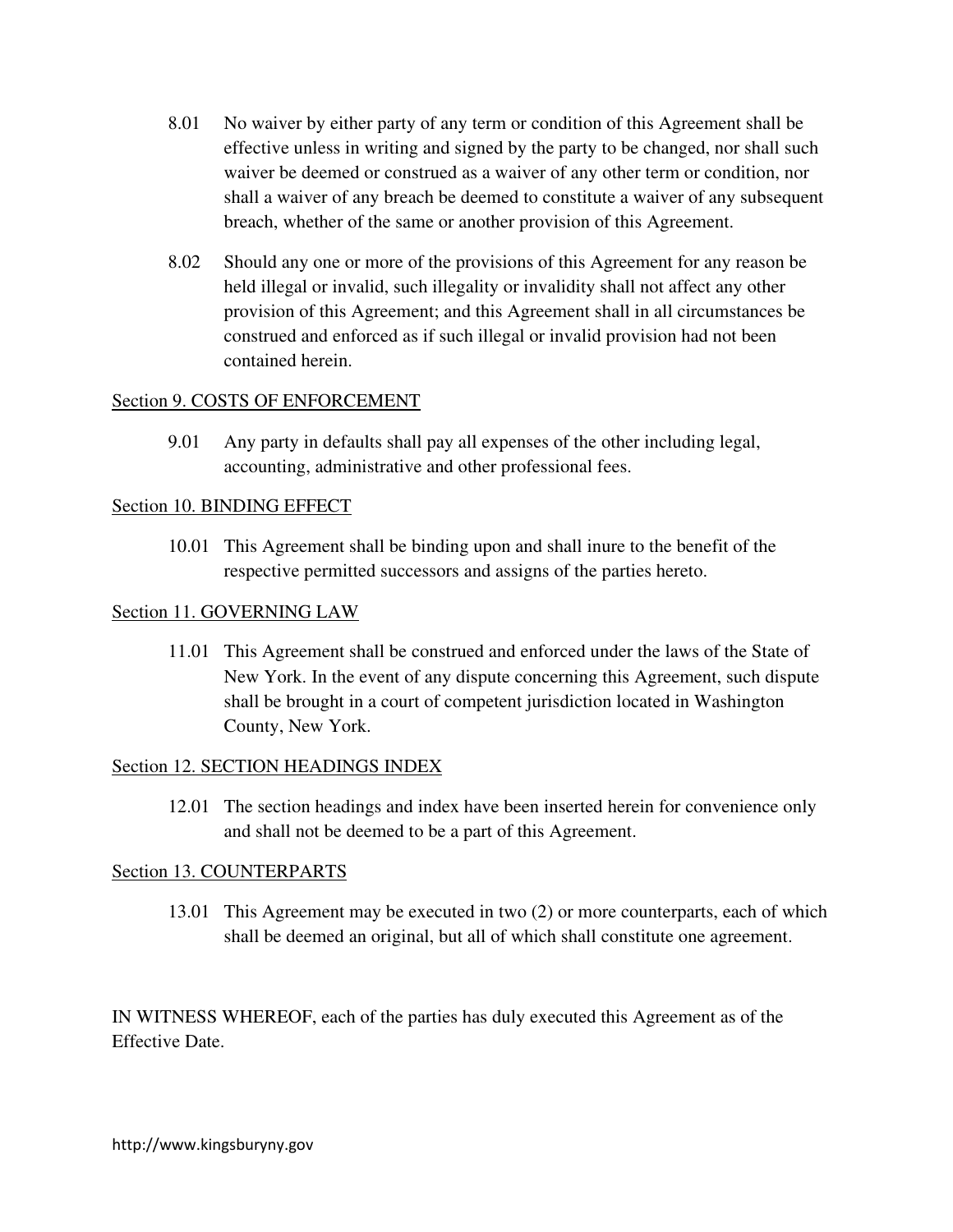8.01 No waiver by either party of any term or condition of this Agreement shall be effective unless in writing and signed by the party to be changed, nor shall such waiver be deemed or construed as a waiver of any other term or condition, nor shall a waiver of any breach be deemed to constitute a waiver of any subsequent breach, whether of the same or another provision of this Agreement.

8.02 Should any one or more of the provisions of this Agreement for any reason be held illegal or invalid, such illegality or invalidity shall not affect any other provision of this Agreement; and this Agreement shall in all circumstances be construed and enforced as if such illegal or invalid provision had not been contained herein.

## Section 9. COSTS OF ENFORCEMENT

9.01 Any party in defaults shall pay all expenses of the other including legal, accounting, administrative and other professional fees.

## Section 10. BINDING EFFECT

10.01 This Agreement shall be binding upon and shall inure to the benefit of the respective permitted successors and assigns of the parties hereto.

## Section 11. GOVERNING LAW

11.01 This Agreement shall be construed and enforced under the laws of the State of New York. In the event of any dispute concerning this Agreement, such dispute shall be brought in a court of competent jurisdiction located in Washington County, New York.

## Section 12. SECTION HEADINGS INDEX

12.01 The section headings and index have been inserted herein for convenience only and shall not be deemed to be a part of this Agreement.

## Section 13. COUNTERPARTS

13.01 This Agreement may be executed in two (2) or more counterparts, each of which shall be deemed an original, but all of which shall constitute one agreement.

IN WITNESS WHEREOF, each of the parties has duly executed this Agreement as of the Effective Date.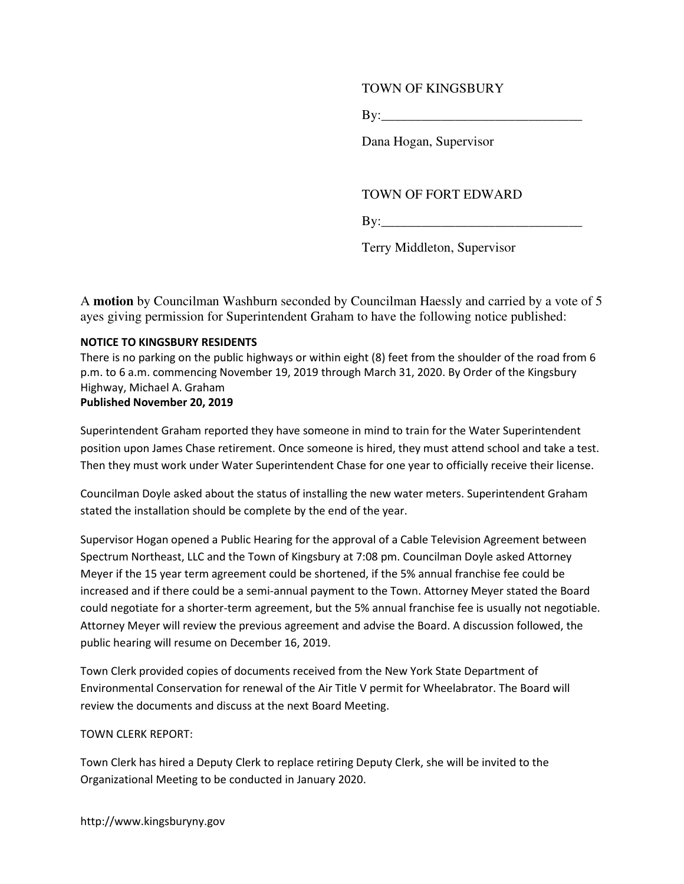TOWN OF KINGSBURY

By:______________________________

Dana Hogan, Supervisor

TOWN OF FORT EDWARD

By:______________________________

Terry Middleton, Supervisor

A **motion** by Councilman Washburn seconded by Councilman Haessly and carried by a vote of 5 ayes giving permission for Superintendent Graham to have the following notice published:

**NOTICE TO KINGSBURY RESIDENTS**
There is no parking on the public highways or within eight (8) feet from the shoulder of the road from 6 p.m. to 6 a.m. commencing November 19, 2019 through March 31, 2020. By Order of the Kingsbury Highway, Michael A. Graham
**Published November 20, 2019**

Superintendent Graham reported they have someone in mind to train for the Water Superintendent position upon James Chase retirement. Once someone is hired, they must attend school and take a test. Then they must work under Water Superintendent Chase for one year to officially receive their license.

Councilman Doyle asked about the status of installing the new water meters. Superintendent Graham stated the installation should be complete by the end of the year.

Supervisor Hogan opened a Public Hearing for the approval of a Cable Television Agreement between Spectrum Northeast, LLC and the Town of Kingsbury at 7:08 pm. Councilman Doyle asked Attorney Meyer if the 15 year term agreement could be shortened, if the 5% annual franchise fee could be increased and if there could be a semi-annual payment to the Town. Attorney Meyer stated the Board could negotiate for a shorter-term agreement, but the 5% annual franchise fee is usually not negotiable. Attorney Meyer will review the previous agreement and advise the Board. A discussion followed, the public hearing will resume on December 16, 2019.

Town Clerk provided copies of documents received from the New York State Department of Environmental Conservation for renewal of the Air Title V permit for Wheelabrator. The Board will review the documents and discuss at the next Board Meeting.

TOWN CLERK REPORT:

Town Clerk has hired a Deputy Clerk to replace retiring Deputy Clerk, she will be invited to the Organizational Meeting to be conducted in January 2020.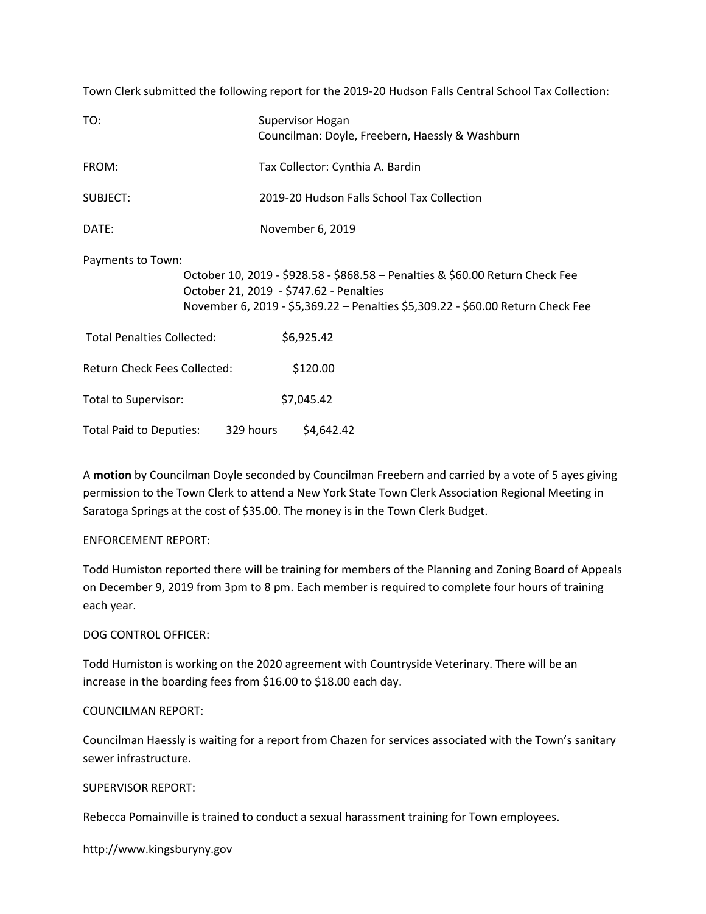Town Clerk submitted the following report for the 2019-20 Hudson Falls Central School Tax Collection:

TO: Supervisor Hogan
Councilman: Doyle, Freebern, Haessly & Washburn

FROM: Tax Collector: Cynthia A. Bardin

SUBJECT: 2019-20 Hudson Falls School Tax Collection

DATE: November 6, 2019

Payments to Town:

October 10, 2019 - $928.58 - $868.58 – Penalties & $60.00 Return Check Fee
October 21, 2019 - $747.62 - Penalties
November 6, 2019 - $5,369.22 – Penalties $5,309.22 - $60.00 Return Check Fee

Total Penalties Collected: $6,925.42

Return Check Fees Collected: $120.00

Total to Supervisor: $7,045.42

Total Paid to Deputies: 329 hours $4,642.42

A **motion** by Councilman Doyle seconded by Councilman Freebern and carried by a vote of 5 ayes giving permission to the Town Clerk to attend a New York State Town Clerk Association Regional Meeting in Saratoga Springs at the cost of $35.00. The money is in the Town Clerk Budget.

ENFORCEMENT REPORT:

Todd Humiston reported there will be training for members of the Planning and Zoning Board of Appeals on December 9, 2019 from 3pm to 8 pm. Each member is required to complete four hours of training each year.

DOG CONTROL OFFICER:

Todd Humiston is working on the 2020 agreement with Countryside Veterinary. There will be an increase in the boarding fees from $16.00 to $18.00 each day.

COUNCILMAN REPORT:

Councilman Haessly is waiting for a report from Chazen for services associated with the Town's sanitary sewer infrastructure.

SUPERVISOR REPORT:

Rebecca Pomainville is trained to conduct a sexual harassment training for Town employees.

http://www.kingsburyny.gov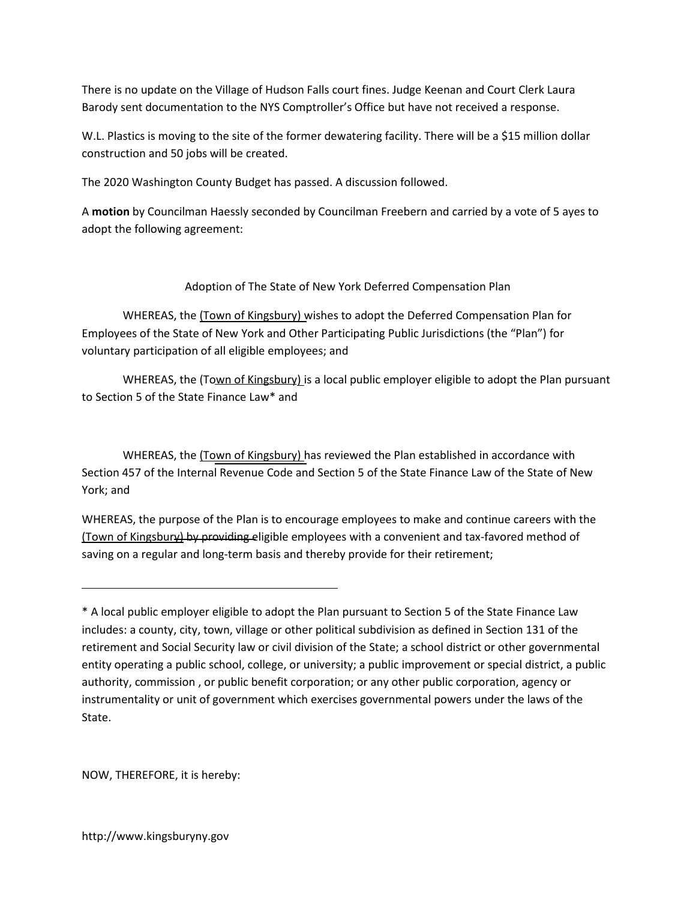There is no update on the Village of Hudson Falls court fines. Judge Keenan and Court Clerk Laura Barody sent documentation to the NYS Comptroller's Office but have not received a response.

W.L. Plastics is moving to the site of the former dewatering facility. There will be a $15 million dollar construction and 50 jobs will be created.

The 2020 Washington County Budget has passed. A discussion followed.

A **motion** by Councilman Haessly seconded by Councilman Freebern and carried by a vote of 5 ayes to adopt the following agreement:

Adoption of The State of New York Deferred Compensation Plan

WHEREAS, the (Town of Kingsbury) wishes to adopt the Deferred Compensation Plan for Employees of the State of New York and Other Participating Public Jurisdictions (the "Plan") for voluntary participation of all eligible employees; and

WHEREAS, the (Town of Kingsbury) is a local public employer eligible to adopt the Plan pursuant to Section 5 of the State Finance Law* and

WHEREAS, the (Town of Kingsbury) has reviewed the Plan established in accordance with Section 457 of the Internal Revenue Code and Section 5 of the State Finance Law of the State of New York; and

WHEREAS, the purpose of the Plan is to encourage employees to make and continue careers with the (Town of Kingsbury) by providing eligible employees with a convenient and tax-favored method of saving on a regular and long-term basis and thereby provide for their retirement;

---

* A local public employer eligible to adopt the Plan pursuant to Section 5 of the State Finance Law includes: a county, city, town, village or other political subdivision as defined in Section 131 of the retirement and Social Security law or civil division of the State; a school district or other governmental entity operating a public school, college, or university; a public improvement or special district, a public authority, commission , or public benefit corporation; or any other public corporation, agency or instrumentality or unit of government which exercises governmental powers under the laws of the State.

NOW, THEREFORE, it is hereby:

http://www.kingsburyny.gov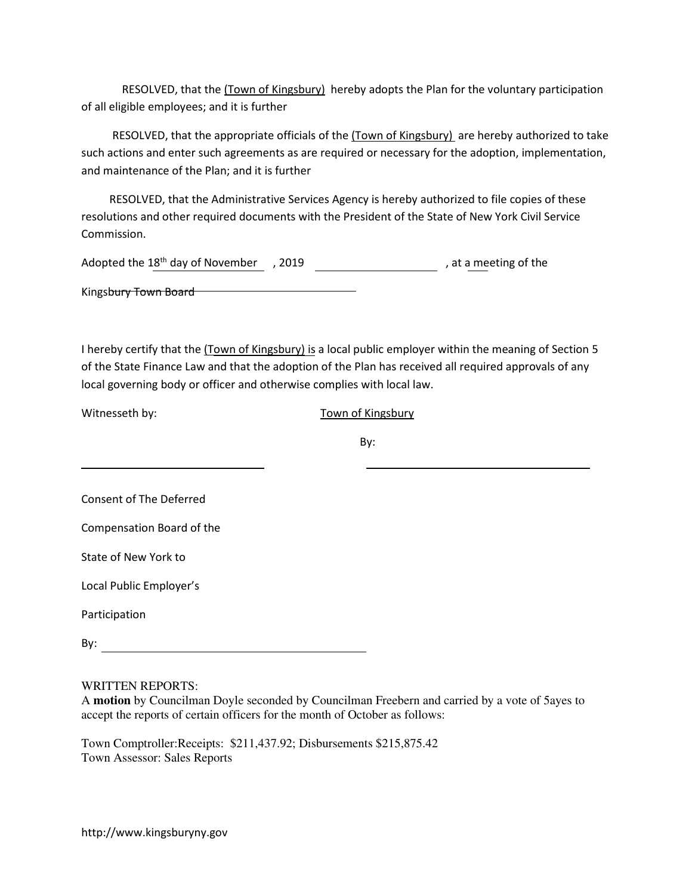RESOLVED, that the (Town of Kingsbury) hereby adopts the Plan for the voluntary participation of all eligible employees; and it is further

RESOLVED, that the appropriate officials of the (Town of Kingsbury) are hereby authorized to take such actions and enter such agreements as are required or necessary for the adoption, implementation, and maintenance of the Plan; and it is further

RESOLVED, that the Administrative Services Agency is hereby authorized to file copies of these resolutions and other required documents with the President of the State of New York Civil Service Commission.

Adopted the 18th day of November , 2019 ____________________ , at a meeting of the

Kingsbury Town Board

I hereby certify that the (Town of Kingsbury) is a local public employer within the meaning of Section 5 of the State Finance Law and that the adoption of the Plan has received all required approvals of any local governing body or officer and otherwise complies with local law.

Witnesseth by: Town of Kingsbury

By:

______________________________ ______________________________

Consent of The Deferred

Compensation Board of the

State of New York to

Local Public Employer's

Participation

By: ______________________________

WRITTEN REPORTS:

A **motion** by Councilman Doyle seconded by Councilman Freebern and carried by a vote of 5ayes to accept the reports of certain officers for the month of October as follows:

Town Comptroller:Receipts: $211,437.92; Disbursements $215,875.42
Town Assessor: Sales Reports

http://www.kingsburyny.gov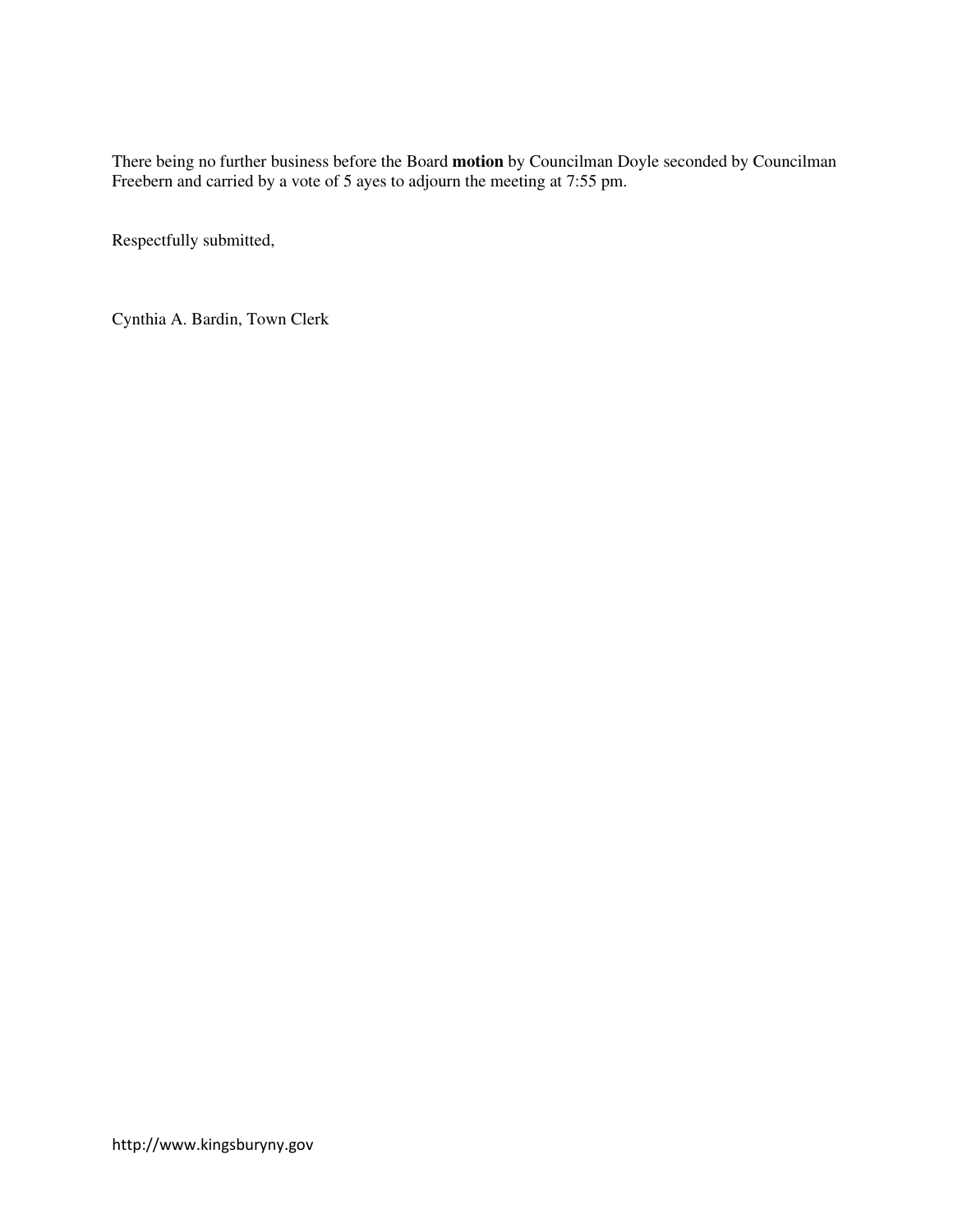There being no further business before the Board **motion** by Councilman Doyle seconded by Councilman Freebern and carried by a vote of 5 ayes to adjourn the meeting at 7:55 pm.

Respectfully submitted,

Cynthia A. Bardin, Town Clerk